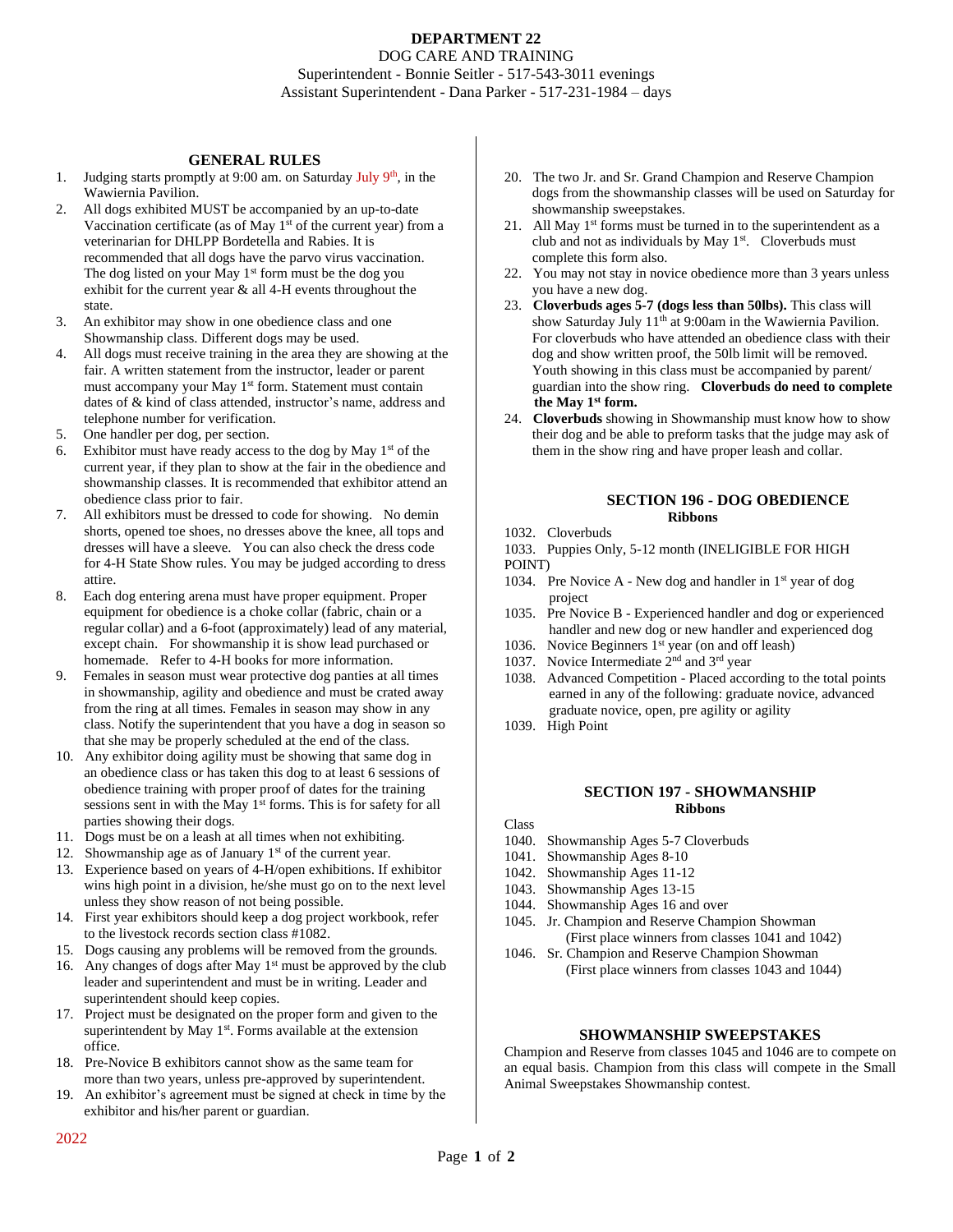# DEPARTMENT 22

DOG CARE AND TRAINING

Superintendent - Bonnie Seitler - 517-543-3011 evenings

Assistant Superintendent - Dana Parker - 517-231-1984 – days

## GENERAL RULES

1. Judging starts promptly at 9:00 am. on Saturday July 9th, in the Wawiernia Pavilion.
2. All dogs exhibited MUST be accompanied by an up-to-date Vaccination certificate (as of May 1st of the current year) from a veterinarian for DHLPP Bordetella and Rabies. It is recommended that all dogs have the parvo virus vaccination. The dog listed on your May 1st form must be the dog you exhibit for the current year & all 4-H events throughout the state.
3. An exhibitor may show in one obedience class and one Showmanship class. Different dogs may be used.
4. All dogs must receive training in the area they are showing at the fair. A written statement from the instructor, leader or parent must accompany your May 1st form. Statement must contain dates of & kind of class attended, instructor's name, address and telephone number for verification.
5. One handler per dog, per section.
6. Exhibitor must have ready access to the dog by May 1st of the current year, if they plan to show at the fair in the obedience and showmanship classes. It is recommended that exhibitor attend an obedience class prior to fair.
7. All exhibitors must be dressed to code for showing. No demin shorts, opened toe shoes, no dresses above the knee, all tops and dresses will have a sleeve. You can also check the dress code for 4-H State Show rules. You may be judged according to dress attire.
8. Each dog entering arena must have proper equipment. Proper equipment for obedience is a choke collar (fabric, chain or a regular collar) and a 6-foot (approximately) lead of any material, except chain. For showmanship it is show lead purchased or homemade. Refer to 4-H books for more information.
9. Females in season must wear protective dog panties at all times in showmanship, agility and obedience and must be crated away from the ring at all times. Females in season may show in any class. Notify the superintendent that you have a dog in season so that she may be properly scheduled at the end of the class.
10. Any exhibitor doing agility must be showing that same dog in an obedience class or has taken this dog to at least 6 sessions of obedience training with proper proof of dates for the training sessions sent in with the May 1st forms. This is for safety for all parties showing their dogs.
11. Dogs must be on a leash at all times when not exhibiting.
12. Showmanship age as of January 1st of the current year.
13. Experience based on years of 4-H/open exhibitions. If exhibitor wins high point in a division, he/she must go on to the next level unless they show reason of not being possible.
14. First year exhibitors should keep a dog project workbook, refer to the livestock records section class #1082.
15. Dogs causing any problems will be removed from the grounds.
16. Any changes of dogs after May 1st must be approved by the club leader and superintendent and must be in writing. Leader and superintendent should keep copies.
17. Project must be designated on the proper form and given to the superintendent by May 1st. Forms available at the extension office.
18. Pre-Novice B exhibitors cannot show as the same team for more than two years, unless pre-approved by superintendent.
19. An exhibitor's agreement must be signed at check in time by the exhibitor and his/her parent or guardian.
20. The two Jr. and Sr. Grand Champion and Reserve Champion dogs from the showmanship classes will be used on Saturday for showmanship sweepstakes.
21. All May 1st forms must be turned in to the superintendent as a club and not as individuals by May 1st. Cloverbuds must complete this form also.
22. You may not stay in novice obedience more than 3 years unless you have a new dog.
23. **Cloverbuds ages 5-7 (dogs less than 50lbs).** This class will show Saturday July 11th at 9:00am in the Wawiernia Pavilion. For cloverbuds who have attended an obedience class with their dog and show written proof, the 50lb limit will be removed. Youth showing in this class must be accompanied by parent/ guardian into the show ring. **Cloverbuds do need to complete the May 1st form.**
24. **Cloverbuds** showing in Showmanship must know how to show their dog and be able to preform tasks that the judge may ask of them in the show ring and have proper leash and collar.

## SECTION 196 - DOG OBEDIENCE

**Ribbons**

1032. Cloverbuds
1033. Puppies Only, 5-12 month (INELIGIBLE FOR HIGH POINT)
1034. Pre Novice A - New dog and handler in 1st year of dog project
1035. Pre Novice B - Experienced handler and dog or experienced handler and new dog or new handler and experienced dog
1036. Novice Beginners 1st year (on and off leash)
1037. Novice Intermediate 2nd and 3rd year
1038. Advanced Competition - Placed according to the total points earned in any of the following: graduate novice, advanced graduate novice, open, pre agility or agility
1039. High Point

## SECTION 197 - SHOWMANSHIP

**Ribbons**

Class

1040. Showmanship Ages 5-7 Cloverbuds
1041. Showmanship Ages 8-10
1042. Showmanship Ages 11-12
1043. Showmanship Ages 13-15
1044. Showmanship Ages 16 and over
1045. Jr. Champion and Reserve Champion Showman (First place winners from classes 1041 and 1042)
1046. Sr. Champion and Reserve Champion Showman (First place winners from classes 1043 and 1044)

## SHOWMANSHIP SWEEPSTAKES

Champion and Reserve from classes 1045 and 1046 are to compete on an equal basis. Champion from this class will compete in the Small Animal Sweepstakes Showmanship contest.

2022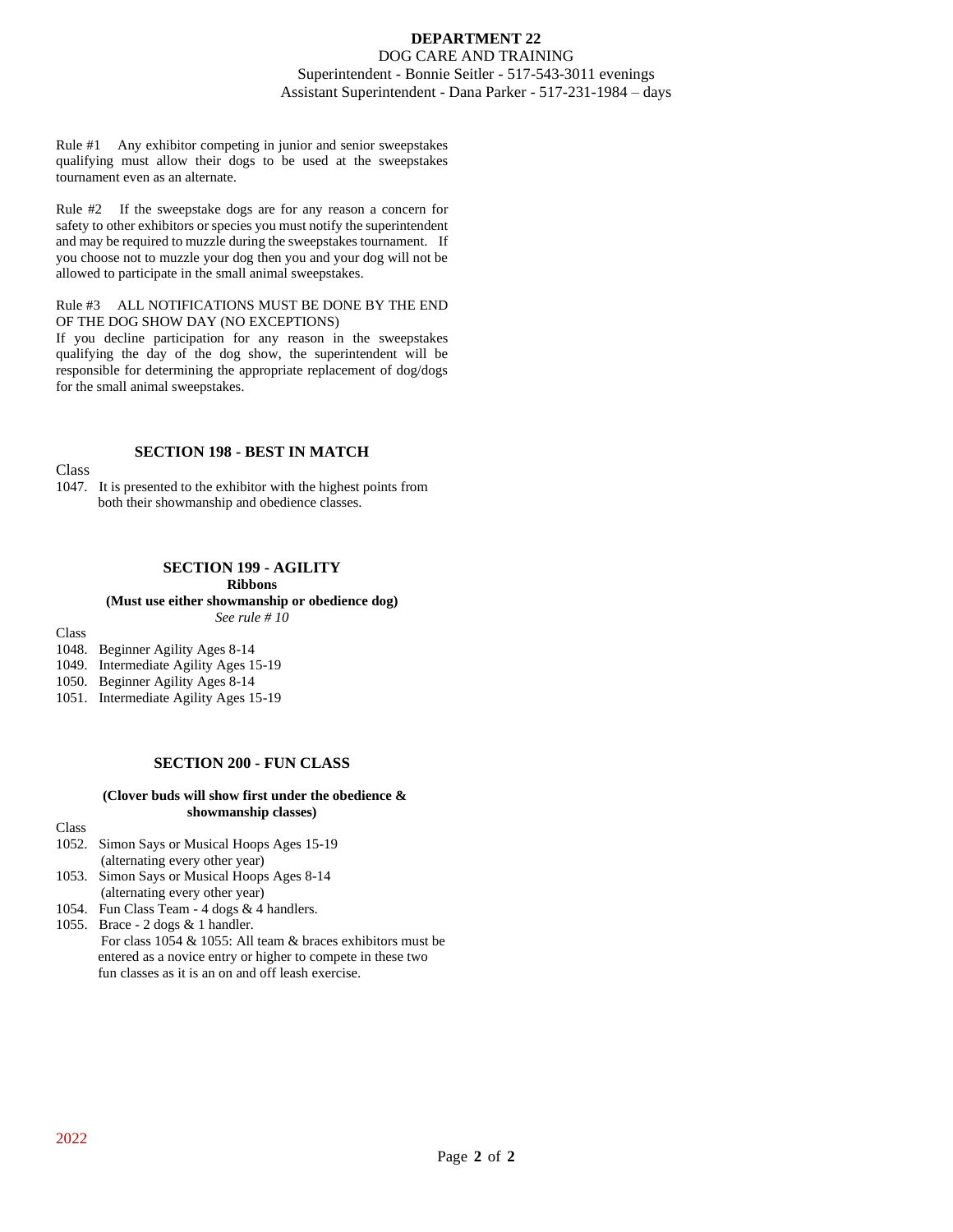**DEPARTMENT 22**

DOG CARE AND TRAINING

Superintendent - Bonnie Seitler - 517-543-3011 evenings

Assistant Superintendent - Dana Parker - 517-231-1984 – days

Rule #1 Any exhibitor competing in junior and senior sweepstakes qualifying must allow their dogs to be used at the sweepstakes tournament even as an alternate.

Rule #2 If the sweepstake dogs are for any reason a concern for safety to other exhibitors or species you must notify the superintendent and may be required to muzzle during the sweepstakes tournament. If you choose not to muzzle your dog then you and your dog will not be allowed to participate in the small animal sweepstakes.

Rule #3 ALL NOTIFICATIONS MUST BE DONE BY THE END OF THE DOG SHOW DAY (NO EXCEPTIONS)

If you decline participation for any reason in the sweepstakes qualifying the day of the dog show, the superintendent will be responsible for determining the appropriate replacement of dog/dogs for the small animal sweepstakes.

## SECTION 198 - BEST IN MATCH

Class

1047. It is presented to the exhibitor with the highest points from both their showmanship and obedience classes.

## SECTION 199 - AGILITY

**Ribbons**

**(Must use either showmanship or obedience dog)**

*See rule # 10*

Class

1048. Beginner Agility Ages 8-14
1049. Intermediate Agility Ages 15-19
1050. Beginner Agility Ages 8-14
1051. Intermediate Agility Ages 15-19

## SECTION 200 - FUN CLASS

**(Clover buds will show first under the obedience & showmanship classes)**

Class

1052. Simon Says or Musical Hoops Ages 15-19 (alternating every other year)
1053. Simon Says or Musical Hoops Ages 8-14 (alternating every other year)
1054. Fun Class Team - 4 dogs & 4 handlers.
1055. Brace - 2 dogs & 1 handler.
    For class 1054 & 1055: All team & braces exhibitors must be entered as a novice entry or higher to compete in these two fun classes as it is an on and off leash exercise.

2022